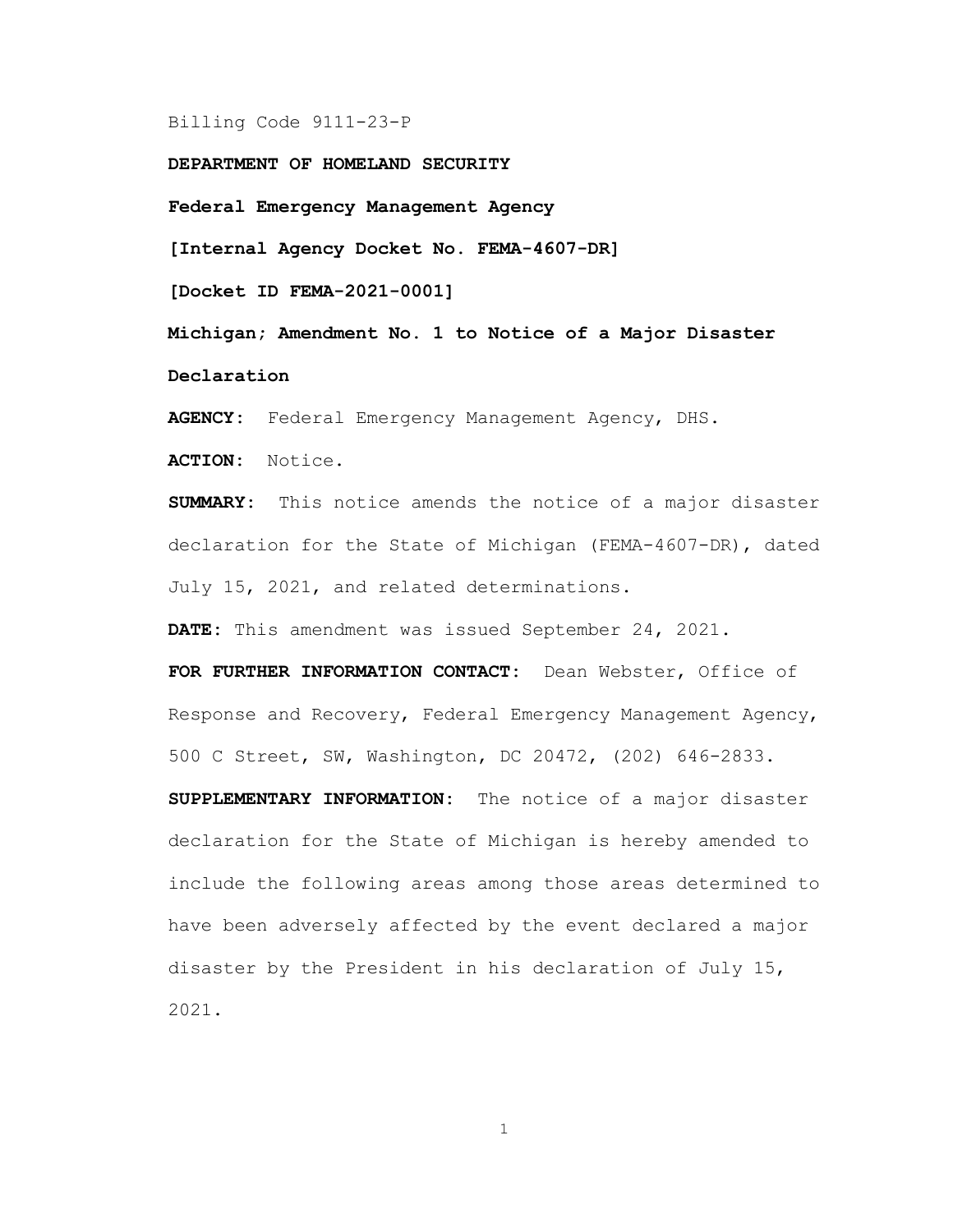Billing Code 9111-23-P

**DEPARTMENT OF HOMELAND SECURITY**

**Federal Emergency Management Agency**

**[Internal Agency Docket No. FEMA-4607-DR]**

**[Docket ID FEMA-2021-0001]**

**Michigan; Amendment No. 1 to Notice of a Major Disaster Declaration**

**AGENCY:** Federal Emergency Management Agency, DHS.

**ACTION:** Notice.

**SUMMARY:** This notice amends the notice of a major disaster declaration for the State of Michigan (FEMA-4607-DR), dated July 15, 2021, and related determinations.

**DATE:** This amendment was issued September 24, 2021.

**FOR FURTHER INFORMATION CONTACT:** Dean Webster, Office of Response and Recovery, Federal Emergency Management Agency, 500 C Street, SW, Washington, DC 20472, (202) 646-2833.

**SUPPLEMENTARY INFORMATION:** The notice of a major disaster declaration for the State of Michigan is hereby amended to include the following areas among those areas determined to have been adversely affected by the event declared a major disaster by the President in his declaration of July 15, 2021.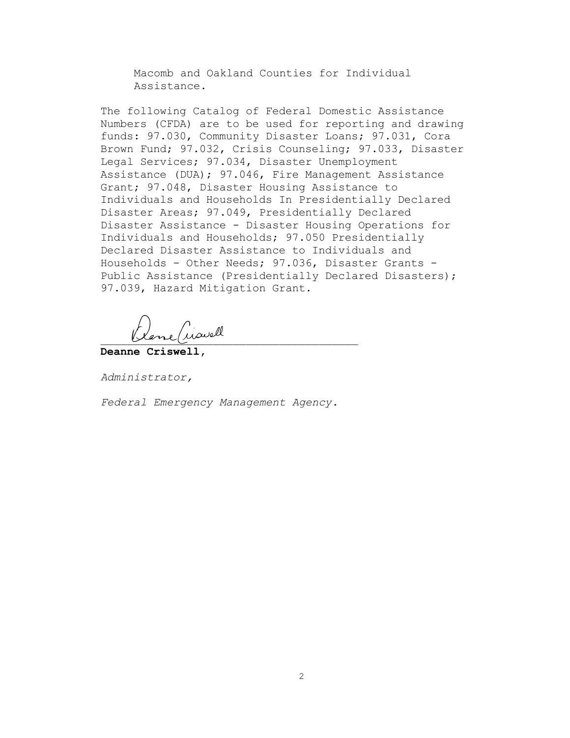Macomb and Oakland Counties for Individual Assistance.

The following Catalog of Federal Domestic Assistance Numbers (CFDA) are to be used for reporting and drawing funds: 97.030, Community Disaster Loans; 97.031, Cora Brown Fund; 97.032, Crisis Counseling; 97.033, Disaster Legal Services; 97.034, Disaster Unemployment Assistance (DUA); 97.046, Fire Management Assistance Grant; 97.048, Disaster Housing Assistance to Individuals and Households In Presidentially Declared Disaster Areas; 97.049, Presidentially Declared Disaster Assistance - Disaster Housing Operations for Individuals and Households; 97.050 Presidentially Declared Disaster Assistance to Individuals and Households - Other Needs; 97.036, Disaster Grants - Public Assistance (Presidentially Declared Disasters); 97.039, Hazard Mitigation Grant.

**Deanne Criswell**,

*Administrator,*

*Federal Emergency Management Agency.*